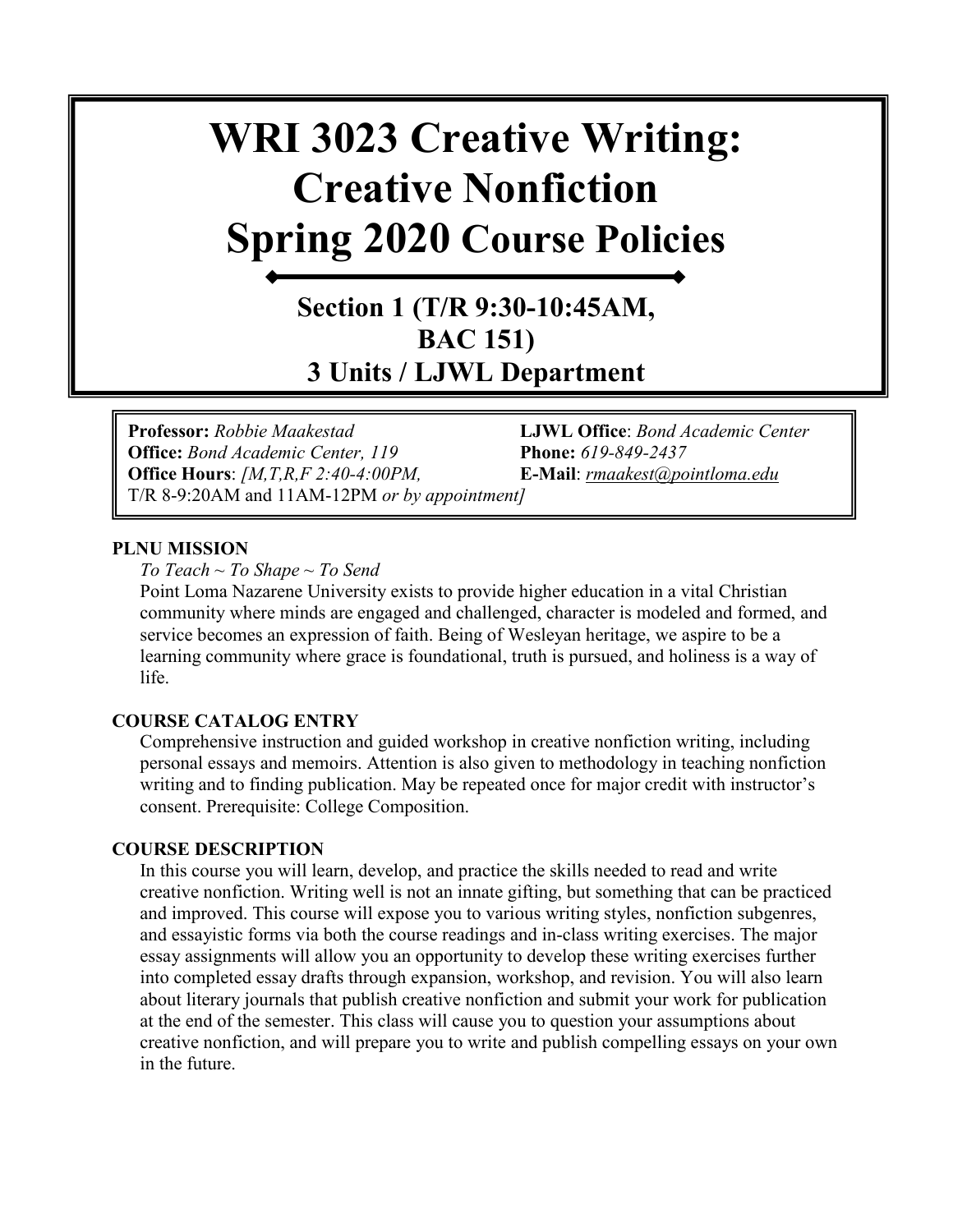# WRI 3023 Creative Writing: Creative Nonfiction Spring 2020 Course Policies

## Section 1 (T/R 9:30-10:45AM, BAC 151)
## 3 Units / LJWL Department

**Professor:** *Robbie Maakestad*
**Office:** *Bond Academic Center, 119*
**Office Hours**: *[M,T,R,F 2:40-4:00PM,* T/R 8-9:20AM and 11AM-12PM *or by appointment]*

**LJWL Office**: *Bond Academic Center*
**Phone:** *619-849-2437*
**E-Mail**: *rmaakest@pointloma.edu*

### PLNU MISSION

*To Teach ~ To Shape ~ To Send*

Point Loma Nazarene University exists to provide higher education in a vital Christian community where minds are engaged and challenged, character is modeled and formed, and service becomes an expression of faith. Being of Wesleyan heritage, we aspire to be a learning community where grace is foundational, truth is pursued, and holiness is a way of life.

### COURSE CATALOG ENTRY

Comprehensive instruction and guided workshop in creative nonfiction writing, including personal essays and memoirs. Attention is also given to methodology in teaching nonfiction writing and to finding publication. May be repeated once for major credit with instructor's consent. Prerequisite: College Composition.

### COURSE DESCRIPTION

In this course you will learn, develop, and practice the skills needed to read and write creative nonfiction. Writing well is not an innate gifting, but something that can be practiced and improved. This course will expose you to various writing styles, nonfiction subgenres, and essayistic forms via both the course readings and in-class writing exercises. The major essay assignments will allow you an opportunity to develop these writing exercises further into completed essay drafts through expansion, workshop, and revision. You will also learn about literary journals that publish creative nonfiction and submit your work for publication at the end of the semester. This class will cause you to question your assumptions about creative nonfiction, and will prepare you to write and publish compelling essays on your own in the future.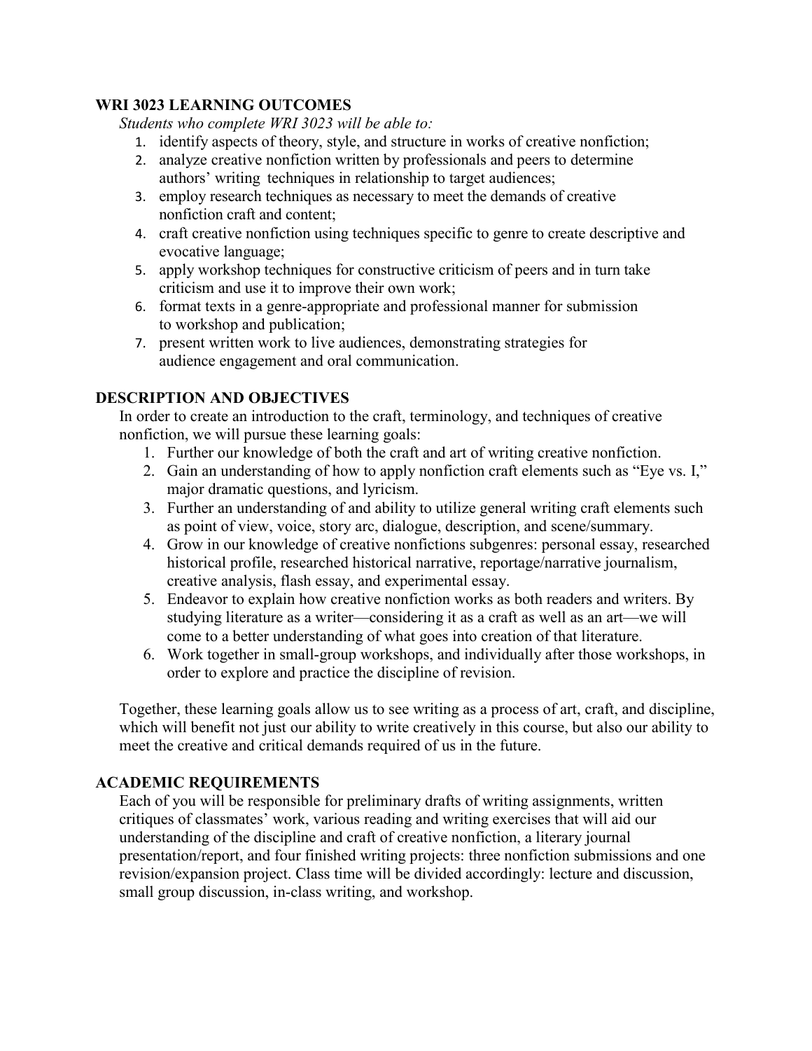## WRI 3023 LEARNING OUTCOMES

*Students who complete WRI 3023 will be able to:*

1. identify aspects of theory, style, and structure in works of creative nonfiction;
2. analyze creative nonfiction written by professionals and peers to determine authors' writing techniques in relationship to target audiences;
3. employ research techniques as necessary to meet the demands of creative nonfiction craft and content;
4. craft creative nonfiction using techniques specific to genre to create descriptive and evocative language;
5. apply workshop techniques for constructive criticism of peers and in turn take criticism and use it to improve their own work;
6. format texts in a genre-appropriate and professional manner for submission to workshop and publication;
7. present written work to live audiences, demonstrating strategies for audience engagement and oral communication.

## DESCRIPTION AND OBJECTIVES

In order to create an introduction to the craft, terminology, and techniques of creative nonfiction, we will pursue these learning goals:

1. Further our knowledge of both the craft and art of writing creative nonfiction.
2. Gain an understanding of how to apply nonfiction craft elements such as "Eye vs. I," major dramatic questions, and lyricism.
3. Further an understanding of and ability to utilize general writing craft elements such as point of view, voice, story arc, dialogue, description, and scene/summary.
4. Grow in our knowledge of creative nonfictions subgenres: personal essay, researched historical profile, researched historical narrative, reportage/narrative journalism, creative analysis, flash essay, and experimental essay.
5. Endeavor to explain how creative nonfiction works as both readers and writers. By studying literature as a writer—considering it as a craft as well as an art—we will come to a better understanding of what goes into creation of that literature.
6. Work together in small-group workshops, and individually after those workshops, in order to explore and practice the discipline of revision.

Together, these learning goals allow us to see writing as a process of art, craft, and discipline, which will benefit not just our ability to write creatively in this course, but also our ability to meet the creative and critical demands required of us in the future.

## ACADEMIC REQUIREMENTS

Each of you will be responsible for preliminary drafts of writing assignments, written critiques of classmates' work, various reading and writing exercises that will aid our understanding of the discipline and craft of creative nonfiction, a literary journal presentation/report, and four finished writing projects: three nonfiction submissions and one revision/expansion project. Class time will be divided accordingly: lecture and discussion, small group discussion, in-class writing, and workshop.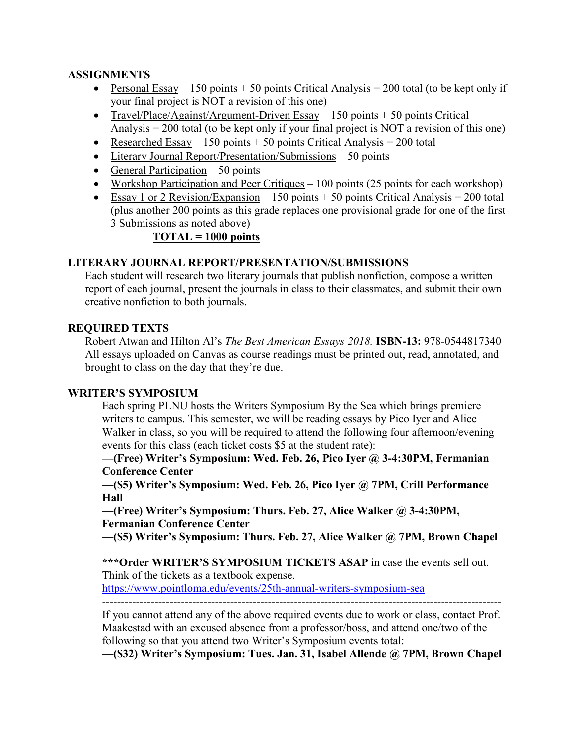**ASSIGNMENTS**

- Personal Essay – 150 points + 50 points Critical Analysis = 200 total (to be kept only if your final project is NOT a revision of this one)
- Travel/Place/Against/Argument-Driven Essay – 150 points + 50 points Critical Analysis = 200 total (to be kept only if your final project is NOT a revision of this one)
- Researched Essay – 150 points + 50 points Critical Analysis = 200 total
- Literary Journal Report/Presentation/Submissions – 50 points
- General Participation – 50 points
- Workshop Participation and Peer Critiques – 100 points (25 points for each workshop)
- Essay 1 or 2 Revision/Expansion – 150 points + 50 points Critical Analysis = 200 total (plus another 200 points as this grade replaces one provisional grade for one of the first 3 Submissions as noted above)

**TOTAL = 1000 points**

**LITERARY JOURNAL REPORT/PRESENTATION/SUBMISSIONS**

Each student will research two literary journals that publish nonfiction, compose a written report of each journal, present the journals in class to their classmates, and submit their own creative nonfiction to both journals.

**REQUIRED TEXTS**

Robert Atwan and Hilton Al's *The Best American Essays 2018.* **ISBN-13:** 978-0544817340
All essays uploaded on Canvas as course readings must be printed out, read, annotated, and brought to class on the day that they're due.

**WRITER'S SYMPOSIUM**

Each spring PLNU hosts the Writers Symposium By the Sea which brings premiere writers to campus. This semester, we will be reading essays by Pico Iyer and Alice Walker in class, so you will be required to attend the following four afternoon/evening events for this class (each ticket costs $5 at the student rate):

**—(Free) Writer's Symposium: Wed. Feb. 26, Pico Iyer @ 3-4:30PM, Fermanian Conference Center**

**—($5) Writer's Symposium: Wed. Feb. 26, Pico Iyer @ 7PM, Crill Performance Hall**

**—(Free) Writer's Symposium: Thurs. Feb. 27, Alice Walker @ 3-4:30PM, Fermanian Conference Center**

**—($5) Writer's Symposium: Thurs. Feb. 27, Alice Walker @ 7PM, Brown Chapel**

**\*\*\*Order WRITER'S SYMPOSIUM TICKETS ASAP** in case the events sell out. Think of the tickets as a textbook expense.
https://www.pointloma.edu/events/25th-annual-writers-symposium-sea

---

If you cannot attend any of the above required events due to work or class, contact Prof. Maakestad with an excused absence from a professor/boss, and attend one/two of the following so that you attend two Writer's Symposium events total:

**—($32) Writer's Symposium: Tues. Jan. 31, Isabel Allende @ 7PM, Brown Chapel**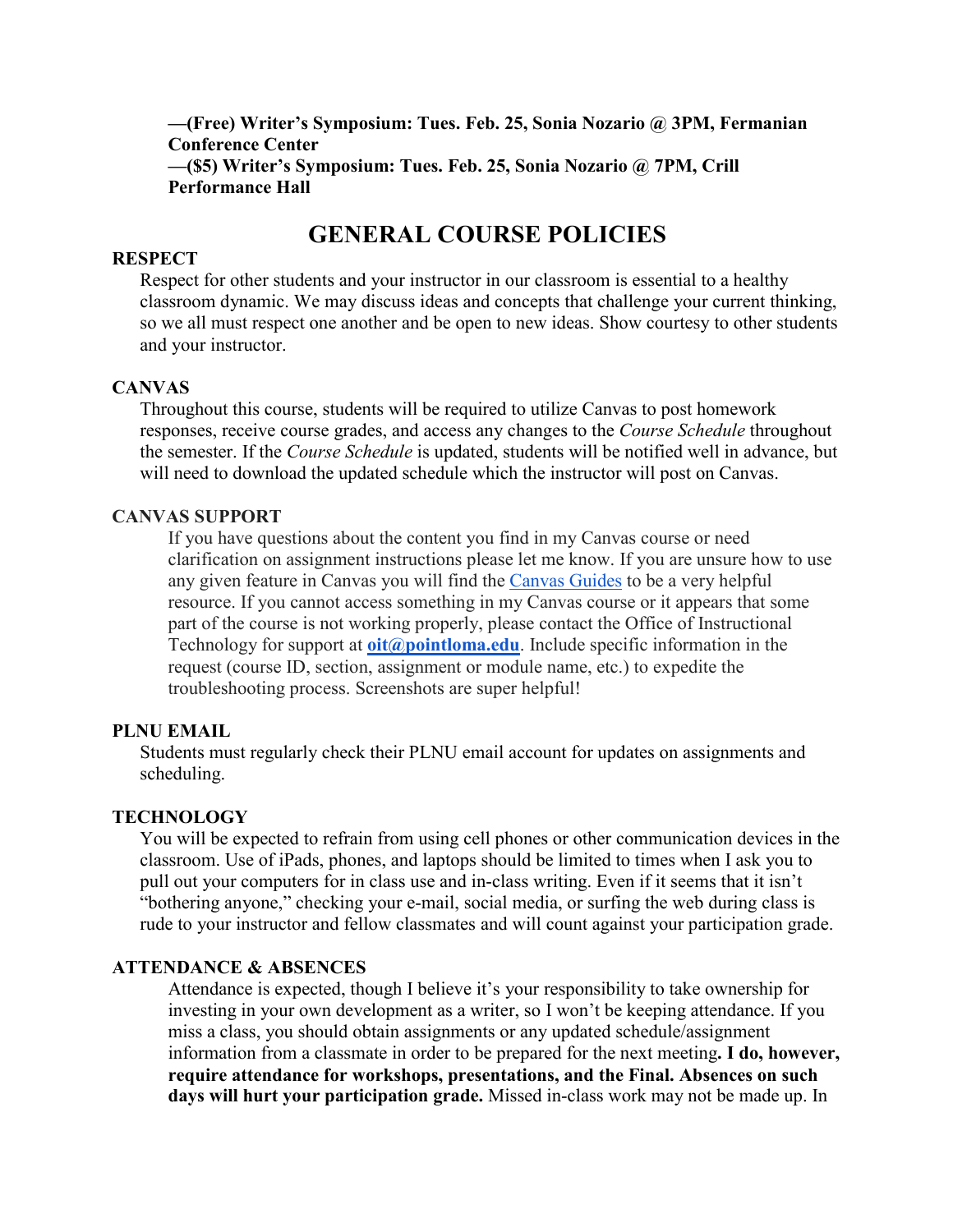**—(Free) Writer's Symposium: Tues. Feb. 25, Sonia Nozario @ 3PM, Fermanian Conference Center**
**—($5) Writer's Symposium: Tues. Feb. 25, Sonia Nozario @ 7PM, Crill Performance Hall**

# GENERAL COURSE POLICIES

### RESPECT

Respect for other students and your instructor in our classroom is essential to a healthy classroom dynamic. We may discuss ideas and concepts that challenge your current thinking, so we all must respect one another and be open to new ideas. Show courtesy to other students and your instructor.

### CANVAS

Throughout this course, students will be required to utilize Canvas to post homework responses, receive course grades, and access any changes to the *Course Schedule* throughout the semester. If the *Course Schedule* is updated, students will be notified well in advance, but will need to download the updated schedule which the instructor will post on Canvas.

### CANVAS SUPPORT

If you have questions about the content you find in my Canvas course or need clarification on assignment instructions please let me know. If you are unsure how to use any given feature in Canvas you will find the Canvas Guides to be a very helpful resource. If you cannot access something in my Canvas course or it appears that some part of the course is not working properly, please contact the Office of Instructional Technology for support at **oit@pointloma.edu**. Include specific information in the request (course ID, section, assignment or module name, etc.) to expedite the troubleshooting process. Screenshots are super helpful!

### PLNU EMAIL

Students must regularly check their PLNU email account for updates on assignments and scheduling.

### TECHNOLOGY

You will be expected to refrain from using cell phones or other communication devices in the classroom. Use of iPads, phones, and laptops should be limited to times when I ask you to pull out your computers for in class use and in-class writing. Even if it seems that it isn't "bothering anyone," checking your e-mail, social media, or surfing the web during class is rude to your instructor and fellow classmates and will count against your participation grade.

### ATTENDANCE & ABSENCES

Attendance is expected, though I believe it's your responsibility to take ownership for investing in your own development as a writer, so I won't be keeping attendance. If you miss a class, you should obtain assignments or any updated schedule/assignment information from a classmate in order to be prepared for the next meeting**. I do, however, require attendance for workshops, presentations, and the Final. Absences on such days will hurt your participation grade.** Missed in-class work may not be made up. In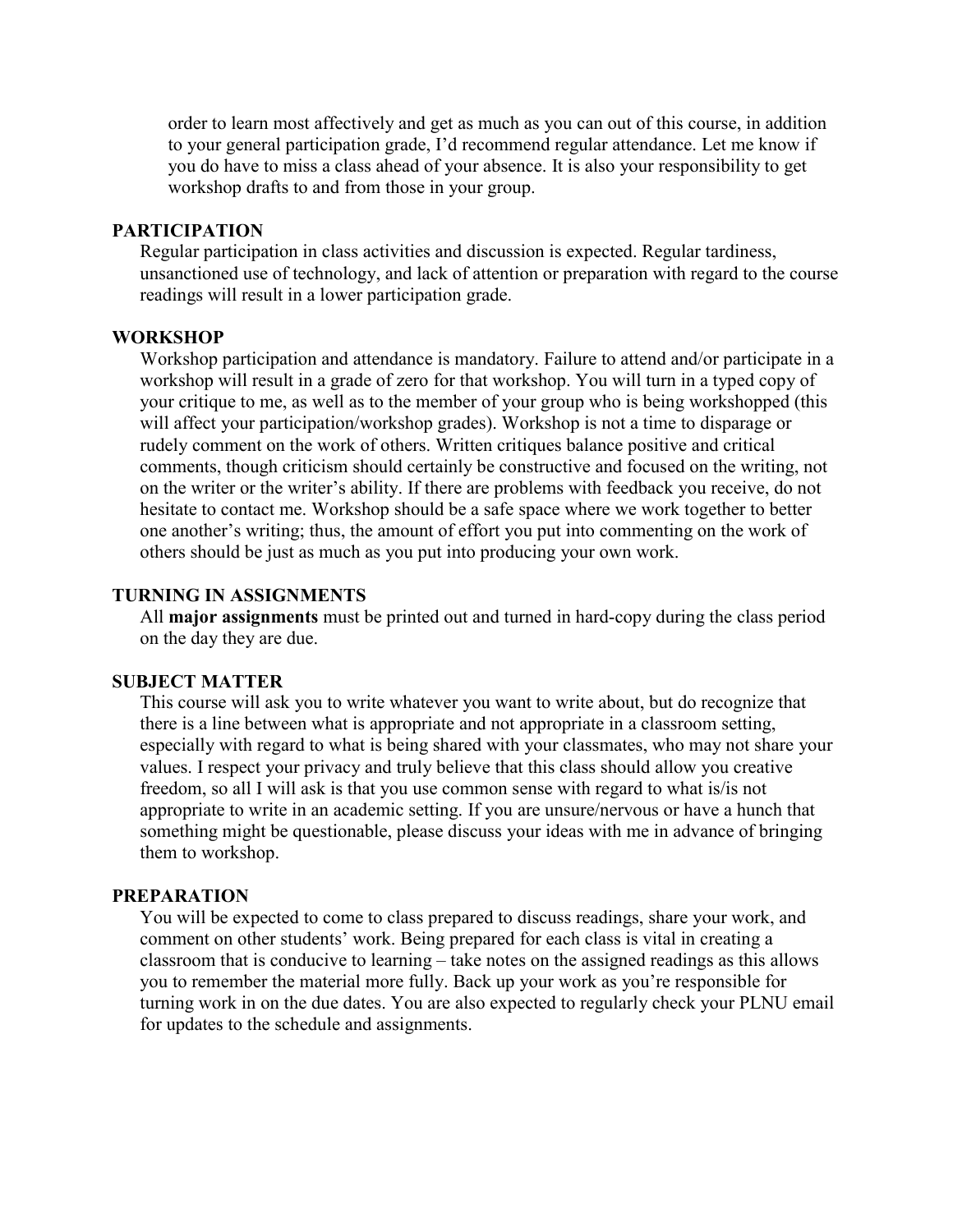order to learn most affectively and get as much as you can out of this course, in addition to your general participation grade, I'd recommend regular attendance. Let me know if you do have to miss a class ahead of your absence. It is also your responsibility to get workshop drafts to and from those in your group.

### PARTICIPATION

Regular participation in class activities and discussion is expected. Regular tardiness, unsanctioned use of technology, and lack of attention or preparation with regard to the course readings will result in a lower participation grade.

### WORKSHOP

Workshop participation and attendance is mandatory. Failure to attend and/or participate in a workshop will result in a grade of zero for that workshop. You will turn in a typed copy of your critique to me, as well as to the member of your group who is being workshopped (this will affect your participation/workshop grades). Workshop is not a time to disparage or rudely comment on the work of others. Written critiques balance positive and critical comments, though criticism should certainly be constructive and focused on the writing, not on the writer or the writer's ability. If there are problems with feedback you receive, do not hesitate to contact me. Workshop should be a safe space where we work together to better one another's writing; thus, the amount of effort you put into commenting on the work of others should be just as much as you put into producing your own work.

### TURNING IN ASSIGNMENTS

All **major assignments** must be printed out and turned in hard-copy during the class period on the day they are due.

### SUBJECT MATTER

This course will ask you to write whatever you want to write about, but do recognize that there is a line between what is appropriate and not appropriate in a classroom setting, especially with regard to what is being shared with your classmates, who may not share your values. I respect your privacy and truly believe that this class should allow you creative freedom, so all I will ask is that you use common sense with regard to what is/is not appropriate to write in an academic setting. If you are unsure/nervous or have a hunch that something might be questionable, please discuss your ideas with me in advance of bringing them to workshop.

### PREPARATION

You will be expected to come to class prepared to discuss readings, share your work, and comment on other students' work. Being prepared for each class is vital in creating a classroom that is conducive to learning – take notes on the assigned readings as this allows you to remember the material more fully. Back up your work as you're responsible for turning work in on the due dates. You are also expected to regularly check your PLNU email for updates to the schedule and assignments.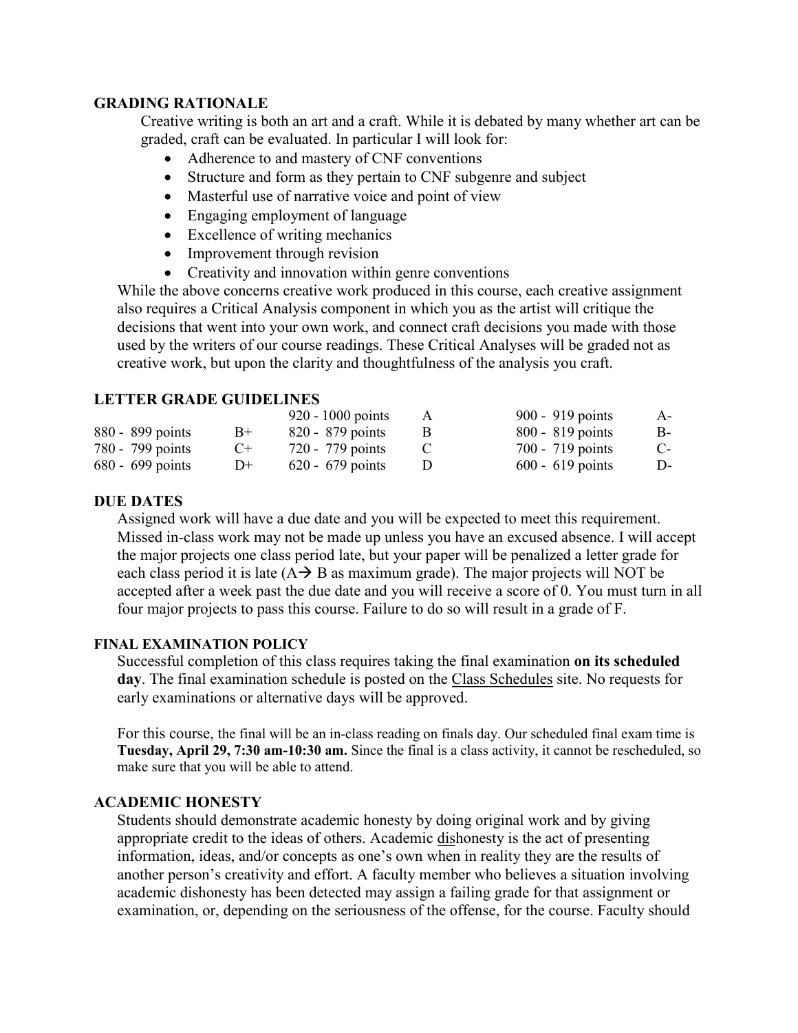## GRADING RATIONALE

Creative writing is both an art and a craft. While it is debated by many whether art can be graded, craft can be evaluated. In particular I will look for:

- Adherence to and mastery of CNF conventions
- Structure and form as they pertain to CNF subgenre and subject
- Masterful use of narrative voice and point of view
- Engaging employment of language
- Excellence of writing mechanics
- Improvement through revision
- Creativity and innovation within genre conventions

While the above concerns creative work produced in this course, each creative assignment also requires a Critical Analysis component in which you as the artist will critique the decisions that went into your own work, and connect craft decisions you made with those used by the writers of our course readings. These Critical Analyses will be graded not as creative work, but upon the clarity and thoughtfulness of the analysis you craft.

## LETTER GRADE GUIDELINES

| | | | | | |
|---|---|---|---|---|---|
| | | 920 - 1000 points | A | 900 - 919 points | A- |
| 880 - 899 points | B+ | 820 - 879 points | B | 800 - 819 points | B- |
| 780 - 799 points | C+ | 720 - 779 points | C | 700 - 719 points | C- |
| 680 - 699 points | D+ | 620 - 679 points | D | 600 - 619 points | D- |

## DUE DATES

Assigned work will have a due date and you will be expected to meet this requirement. Missed in-class work may not be made up unless you have an excused absence. I will accept the major projects one class period late, but your paper will be penalized a letter grade for each class period it is late (A→ B as maximum grade). The major projects will NOT be accepted after a week past the due date and you will receive a score of 0. You must turn in all four major projects to pass this course. Failure to do so will result in a grade of F.

### FINAL EXAMINATION POLICY

Successful completion of this class requires taking the final examination **on its scheduled day**. The final examination schedule is posted on the Class Schedules site. No requests for early examinations or alternative days will be approved.

For this course, the final will be an in-class reading on finals day. Our scheduled final exam time is **Tuesday, April 29, 7:30 am-10:30 am.** Since the final is a class activity, it cannot be rescheduled, so make sure that you will be able to attend.

## ACADEMIC HONESTY

Students should demonstrate academic honesty by doing original work and by giving appropriate credit to the ideas of others. Academic dishonesty is the act of presenting information, ideas, and/or concepts as one's own when in reality they are the results of another person's creativity and effort. A faculty member who believes a situation involving academic dishonesty has been detected may assign a failing grade for that assignment or examination, or, depending on the seriousness of the offense, for the course. Faculty should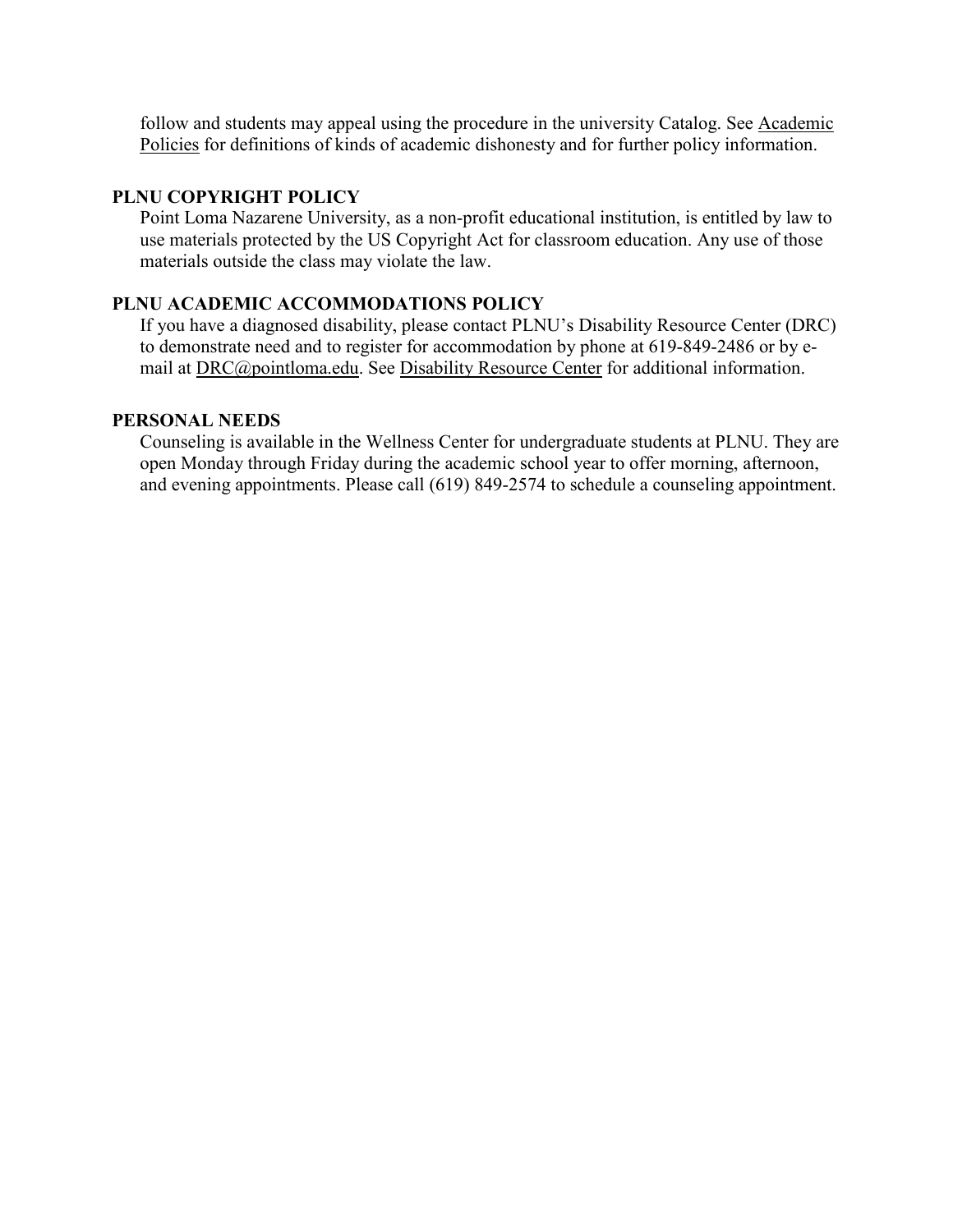follow and students may appeal using the procedure in the university Catalog. See Academic Policies for definitions of kinds of academic dishonesty and for further policy information.

## PLNU COPYRIGHT POLICY

Point Loma Nazarene University, as a non-profit educational institution, is entitled by law to use materials protected by the US Copyright Act for classroom education. Any use of those materials outside the class may violate the law.

## PLNU ACADEMIC ACCOMMODATIONS POLICY

If you have a diagnosed disability, please contact PLNU's Disability Resource Center (DRC) to demonstrate need and to register for accommodation by phone at 619-849-2486 or by e-mail at DRC@pointloma.edu. See Disability Resource Center for additional information.

## PERSONAL NEEDS

Counseling is available in the Wellness Center for undergraduate students at PLNU. They are open Monday through Friday during the academic school year to offer morning, afternoon, and evening appointments. Please call (619) 849-2574 to schedule a counseling appointment.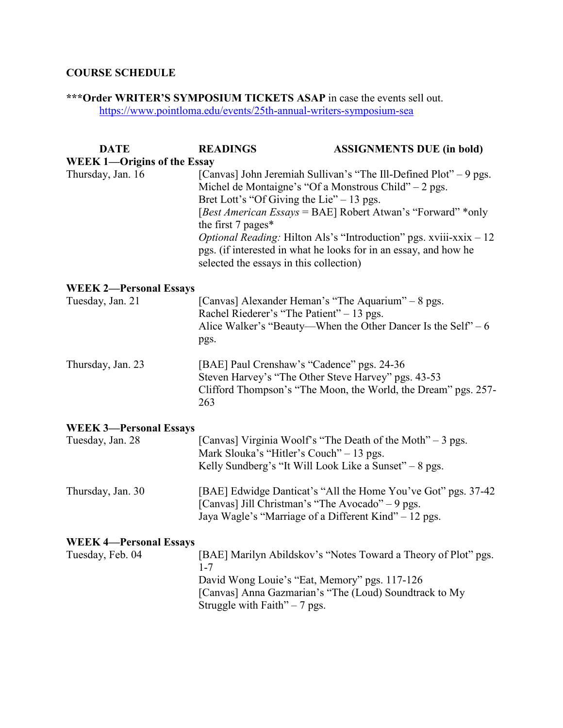**COURSE SCHEDULE**

**\*\*\*Order WRITER'S SYMPOSIUM TICKETS ASAP** in case the events sell out.
https://www.pointloma.edu/events/25th-annual-writers-symposium-sea

| DATE | READINGS | ASSIGNMENTS DUE (in bold) |
|---|---|---|
| **WEEK 1—Origins of the Essay** | | |
| Thursday, Jan. 16 | [Canvas] John Jeremiah Sullivan's "The Ill-Defined Plot" – 9 pgs.<br>Michel de Montaigne's "Of a Monstrous Child" – 2 pgs.<br>Bret Lott's "Of Giving the Lie" – 13 pgs.<br>[*Best American Essays* = BAE] Robert Atwan's "Forward" \*only the first 7 pages\*<br>*Optional Reading:* Hilton Als's "Introduction" pgs. xviii-xxix – 12 pgs. (if interested in what he looks for in an essay, and how he selected the essays in this collection) | |
| **WEEK 2—Personal Essays** | | |
| Tuesday, Jan. 21 | [Canvas] Alexander Heman's "The Aquarium" – 8 pgs.<br>Rachel Riederer's "The Patient" – 13 pgs.<br>Alice Walker's "Beauty—When the Other Dancer Is the Self" – 6 pgs. | |
| Thursday, Jan. 23 | [BAE] Paul Crenshaw's "Cadence" pgs. 24-36<br>Steven Harvey's "The Other Steve Harvey" pgs. 43-53<br>Clifford Thompson's "The Moon, the World, the Dream" pgs. 257-263 | |
| **WEEK 3—Personal Essays** | | |
| Tuesday, Jan. 28 | [Canvas] Virginia Woolf's "The Death of the Moth" – 3 pgs.<br>Mark Slouka's "Hitler's Couch" – 13 pgs.<br>Kelly Sundberg's "It Will Look Like a Sunset" – 8 pgs. | |
| Thursday, Jan. 30 | [BAE] Edwidge Danticat's "All the Home You've Got" pgs. 37-42<br>[Canvas] Jill Christman's "The Avocado" – 9 pgs.<br>Jaya Wagle's "Marriage of a Different Kind" – 12 pgs. | |
| **WEEK 4—Personal Essays** | | |
| Tuesday, Feb. 04 | [BAE] Marilyn Abildskov's "Notes Toward a Theory of Plot" pgs. 1-7<br>David Wong Louie's "Eat, Memory" pgs. 117-126<br>[Canvas] Anna Gazmarian's "The (Loud) Soundtrack to My Struggle with Faith" – 7 pgs. | |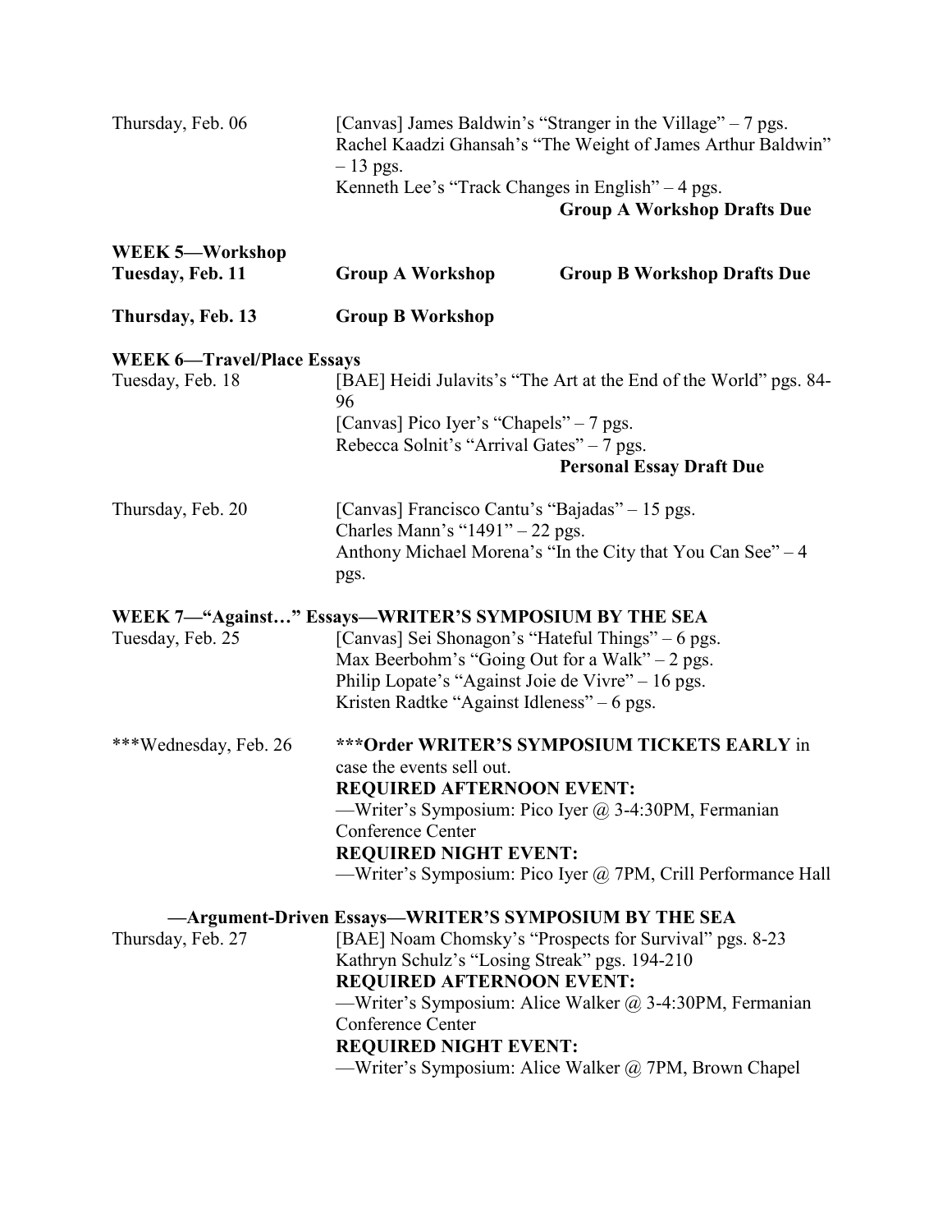Thursday, Feb. 06 — [Canvas] James Baldwin's "Stranger in the Village" – 7 pgs.
Rachel Kaadzi Ghansah's "The Weight of James Arthur Baldwin" – 13 pgs.
Kenneth Lee's "Track Changes in English" – 4 pgs.
**Group A Workshop Drafts Due**

**WEEK 5—Workshop**

**Tuesday, Feb. 11** — **Group A Workshop** — **Group B Workshop Drafts Due**

**Thursday, Feb. 13** — **Group B Workshop**

**WEEK 6—Travel/Place Essays**

Tuesday, Feb. 18 — [BAE] Heidi Julavits's "The Art at the End of the World" pgs. 84-96
[Canvas] Pico Iyer's "Chapels" – 7 pgs.
Rebecca Solnit's "Arrival Gates" – 7 pgs.
**Personal Essay Draft Due**

Thursday, Feb. 20 — [Canvas] Francisco Cantu's "Bajadas" – 15 pgs.
Charles Mann's "1491" – 22 pgs.
Anthony Michael Morena's "In the City that You Can See" – 4 pgs.

**WEEK 7—"Against…" Essays—WRITER'S SYMPOSIUM BY THE SEA**

Tuesday, Feb. 25 — [Canvas] Sei Shonagon's "Hateful Things" – 6 pgs.
Max Beerbohm's "Going Out for a Walk" – 2 pgs.
Philip Lopate's "Against Joie de Vivre" – 16 pgs.
Kristen Radtke "Against Idleness" – 6 pgs.

***Wednesday, Feb. 26 — ***Order WRITER'S SYMPOSIUM TICKETS EARLY** in case the events sell out.
**REQUIRED AFTERNOON EVENT:**
—Writer's Symposium: Pico Iyer @ 3-4:30PM, Fermanian Conference Center
**REQUIRED NIGHT EVENT:**
—Writer's Symposium: Pico Iyer @ 7PM, Crill Performance Hall

**—Argument-Driven Essays—WRITER'S SYMPOSIUM BY THE SEA**

Thursday, Feb. 27 — [BAE] Noam Chomsky's "Prospects for Survival" pgs. 8-23
Kathryn Schulz's "Losing Streak" pgs. 194-210
**REQUIRED AFTERNOON EVENT:**
—Writer's Symposium: Alice Walker @ 3-4:30PM, Fermanian Conference Center
**REQUIRED NIGHT EVENT:**
—Writer's Symposium: Alice Walker @ 7PM, Brown Chapel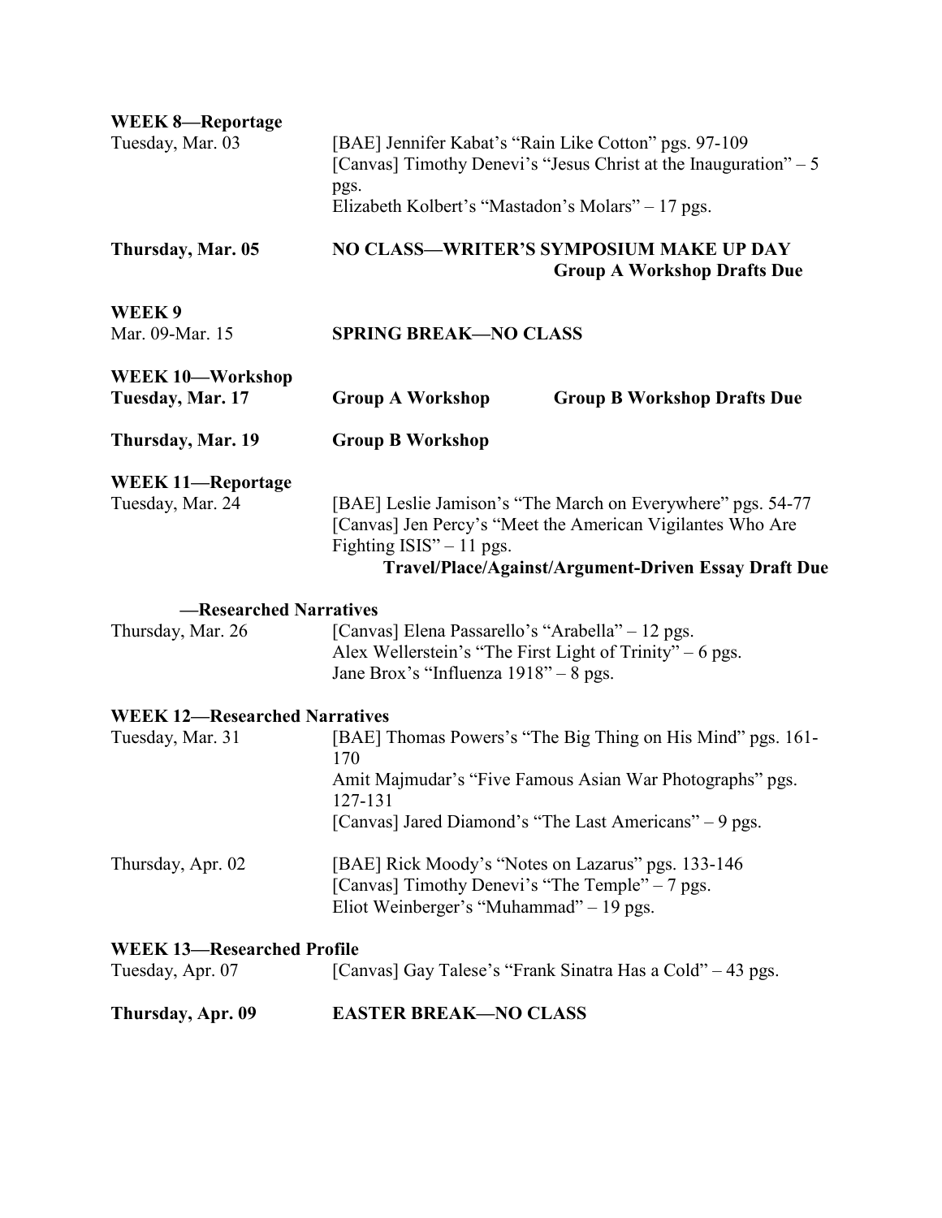**WEEK 8—Reportage**

Tuesday, Mar. 03
[BAE] Jennifer Kabat's "Rain Like Cotton" pgs. 97-109
[Canvas] Timothy Denevi's "Jesus Christ at the Inauguration" – 5 pgs.
Elizabeth Kolbert's "Mastadon's Molars" – 17 pgs.

**Thursday, Mar. 05** — **NO CLASS—WRITER'S SYMPOSIUM MAKE UP DAY**
**Group A Workshop Drafts Due**

**WEEK 9**

Mar. 09-Mar. 15 — **SPRING BREAK—NO CLASS**

**WEEK 10—Workshop**

**Tuesday, Mar. 17** — **Group A Workshop** — **Group B Workshop Drafts Due**

**Thursday, Mar. 19** — **Group B Workshop**

**WEEK 11—Reportage**

Tuesday, Mar. 24
[BAE] Leslie Jamison's "The March on Everywhere" pgs. 54-77
[Canvas] Jen Percy's "Meet the American Vigilantes Who Are Fighting ISIS" – 11 pgs.
**Travel/Place/Against/Argument-Driven Essay Draft Due**

**—Researched Narratives**

Thursday, Mar. 26
[Canvas] Elena Passarello's "Arabella" – 12 pgs.
Alex Wellerstein's "The First Light of Trinity" – 6 pgs.
Jane Brox's "Influenza 1918" – 8 pgs.

**WEEK 12—Researched Narratives**

Tuesday, Mar. 31
[BAE] Thomas Powers's "The Big Thing on His Mind" pgs. 161-170
Amit Majmudar's "Five Famous Asian War Photographs" pgs. 127-131
[Canvas] Jared Diamond's "The Last Americans" – 9 pgs.

Thursday, Apr. 02
[BAE] Rick Moody's "Notes on Lazarus" pgs. 133-146
[Canvas] Timothy Denevi's "The Temple" – 7 pgs.
Eliot Weinberger's "Muhammad" – 19 pgs.

**WEEK 13—Researched Profile**

Tuesday, Apr. 07
[Canvas] Gay Talese's "Frank Sinatra Has a Cold" – 43 pgs.

**Thursday, Apr. 09** — **EASTER BREAK—NO CLASS**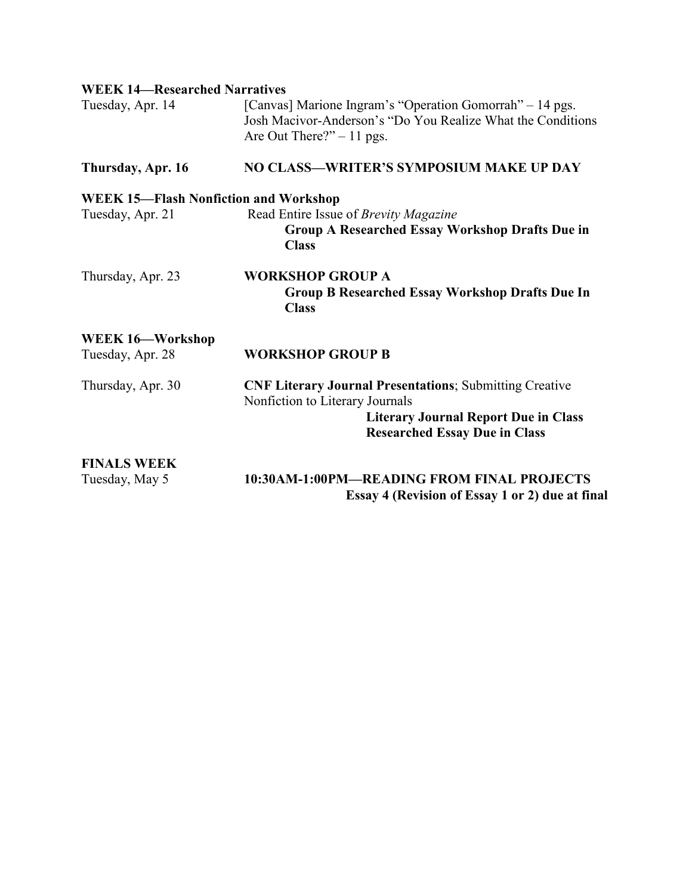**WEEK 14—Researched Narratives**

Tuesday, Apr. 14 — [Canvas] Marione Ingram's "Operation Gomorrah" – 14 pgs.
Josh Macivor-Anderson's "Do You Realize What the Conditions Are Out There?" – 11 pgs.

**Thursday, Apr. 16 — NO CLASS—WRITER'S SYMPOSIUM MAKE UP DAY**

**WEEK 15—Flash Nonfiction and Workshop**

Tuesday, Apr. 21 — Read Entire Issue of *Brevity Magazine*
**Group A Researched Essay Workshop Drafts Due in Class**

Thursday, Apr. 23 — **WORKSHOP GROUP A**
**Group B Researched Essay Workshop Drafts Due In Class**

**WEEK 16—Workshop**

Tuesday, Apr. 28 — **WORKSHOP GROUP B**

Thursday, Apr. 30 — **CNF Literary Journal Presentations**; Submitting Creative Nonfiction to Literary Journals
**Literary Journal Report Due in Class**
**Researched Essay Due in Class**

**FINALS WEEK**

Tuesday, May 5 — **10:30AM-1:00PM—READING FROM FINAL PROJECTS**
**Essay 4 (Revision of Essay 1 or 2) due at final**